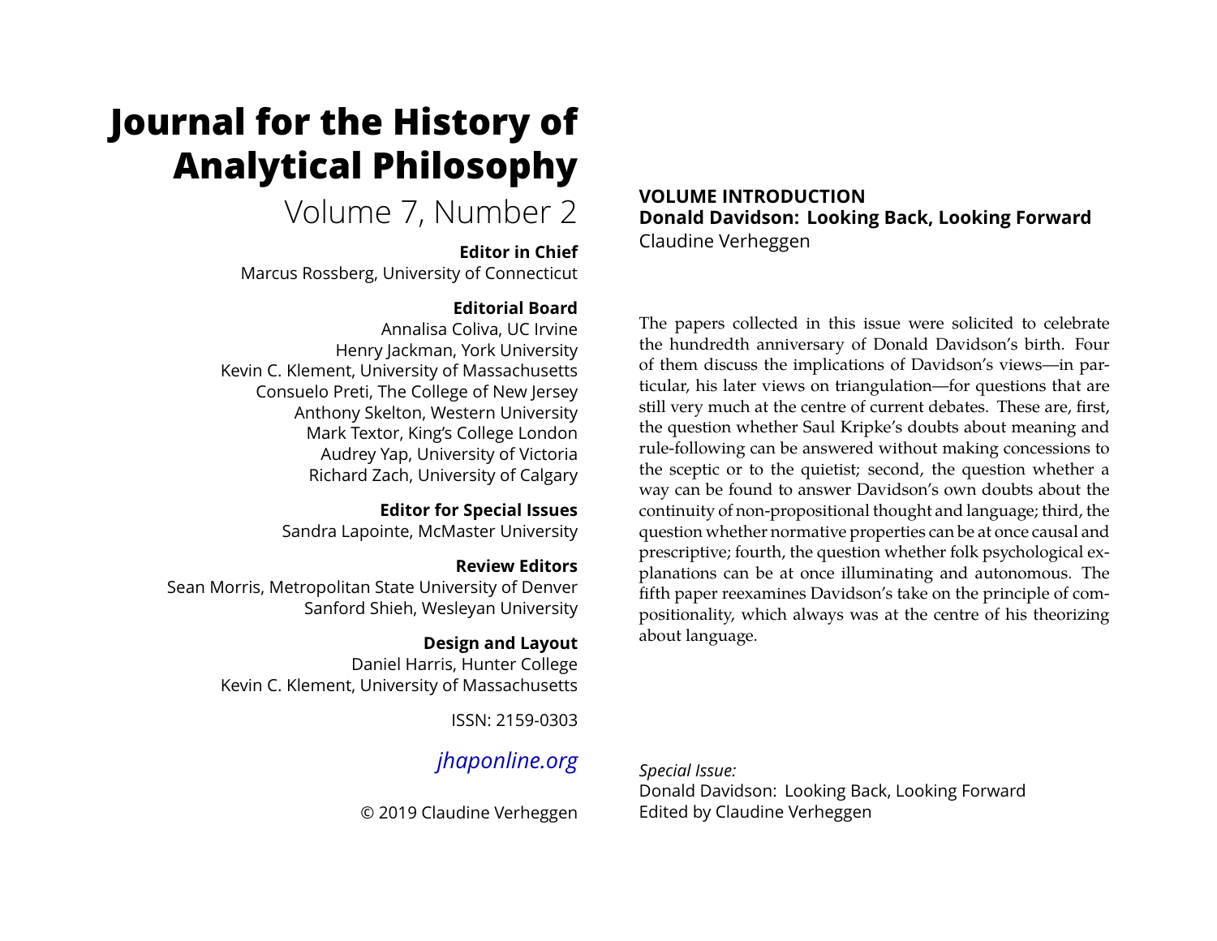# Journal for the History of Analytical Philosophy

Volume 7, Number 2

**Editor in Chief**
Marcus Rossberg, University of Connecticut

**Editorial Board**
Annalisa Coliva, UC Irvine
Henry Jackman, York University
Kevin C. Klement, University of Massachusetts
Consuelo Preti, The College of New Jersey
Anthony Skelton, Western University
Mark Textor, King's College London
Audrey Yap, University of Victoria
Richard Zach, University of Calgary

**Editor for Special Issues**
Sandra Lapointe, McMaster University

**Review Editors**
Sean Morris, Metropolitan State University of Denver
Sanford Shieh, Wesleyan University

**Design and Layout**
Daniel Harris, Hunter College
Kevin C. Klement, University of Massachusetts

ISSN: 2159-0303

*jhaponline.org*

© 2019 Claudine Verheggen

## VOLUME INTRODUCTION
## Donald Davidson: Looking Back, Looking Forward

Claudine Verheggen

The papers collected in this issue were solicited to celebrate the hundredth anniversary of Donald Davidson's birth. Four of them discuss the implications of Davidson's views—in particular, his later views on triangulation—for questions that are still very much at the centre of current debates. These are, first, the question whether Saul Kripke's doubts about meaning and rule-following can be answered without making concessions to the sceptic or to the quietist; second, the question whether a way can be found to answer Davidson's own doubts about the continuity of non-propositional thought and language; third, the question whether normative properties can be at once causal and prescriptive; fourth, the question whether folk psychological explanations can be at once illuminating and autonomous. The fifth paper reexamines Davidson's take on the principle of compositionality, which always was at the centre of his theorizing about language.

*Special Issue:*
Donald Davidson: Looking Back, Looking Forward
Edited by Claudine Verheggen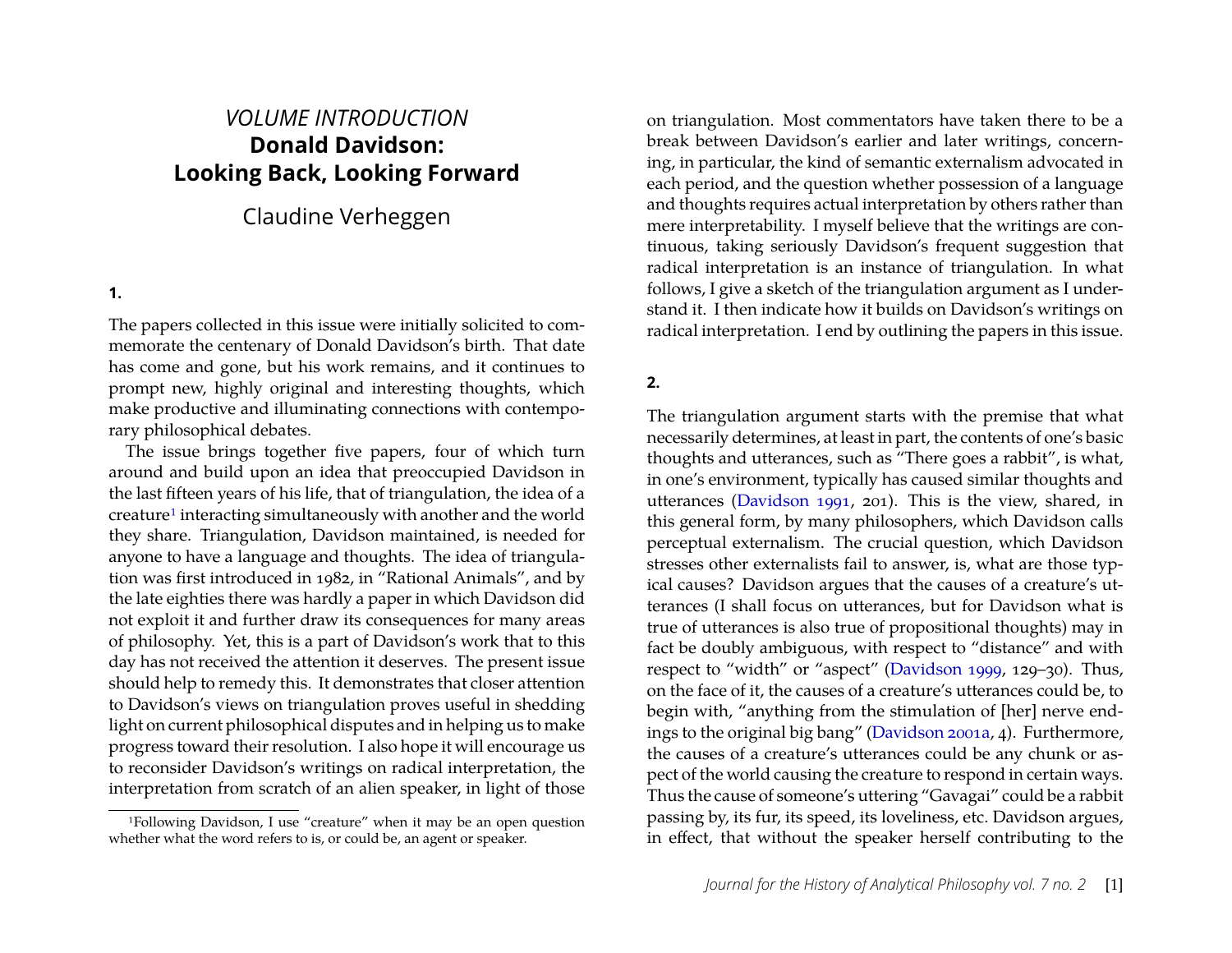## *VOLUME INTRODUCTION*
# Donald Davidson: Looking Back, Looking Forward

Claudine Verheggen

### 1.

The papers collected in this issue were initially solicited to commemorate the centenary of Donald Davidson's birth. That date has come and gone, but his work remains, and it continues to prompt new, highly original and interesting thoughts, which make productive and illuminating connections with contemporary philosophical debates.

The issue brings together five papers, four of which turn around and build upon an idea that preoccupied Davidson in the last fifteen years of his life, that of triangulation, the idea of a creature[1] interacting simultaneously with another and the world they share. Triangulation, Davidson maintained, is needed for anyone to have a language and thoughts. The idea of triangulation was first introduced in 1982, in "Rational Animals", and by the late eighties there was hardly a paper in which Davidson did not exploit it and further draw its consequences for many areas of philosophy. Yet, this is a part of Davidson's work that to this day has not received the attention it deserves. The present issue should help to remedy this. It demonstrates that closer attention to Davidson's views on triangulation proves useful in shedding light on current philosophical disputes and in helping us to make progress toward their resolution. I also hope it will encourage us to reconsider Davidson's writings on radical interpretation, the interpretation from scratch of an alien speaker, in light of those on triangulation. Most commentators have taken there to be a break between Davidson's earlier and later writings, concerning, in particular, the kind of semantic externalism advocated in each period, and the question whether possession of a language and thoughts requires actual interpretation by others rather than mere interpretability. I myself believe that the writings are continuous, taking seriously Davidson's frequent suggestion that radical interpretation is an instance of triangulation. In what follows, I give a sketch of the triangulation argument as I understand it. I then indicate how it builds on Davidson's writings on radical interpretation. I end by outlining the papers in this issue.

### 2.

The triangulation argument starts with the premise that what necessarily determines, at least in part, the contents of one's basic thoughts and utterances, such as "There goes a rabbit", is what, in one's environment, typically has caused similar thoughts and utterances (Davidson 1991, 201). This is the view, shared, in this general form, by many philosophers, which Davidson calls perceptual externalism. The crucial question, which Davidson stresses other externalists fail to answer, is, what are those typical causes? Davidson argues that the causes of a creature's utterances (I shall focus on utterances, but for Davidson what is true of utterances is also true of propositional thoughts) may in fact be doubly ambiguous, with respect to "distance" and with respect to "width" or "aspect" (Davidson 1999, 129–30). Thus, on the face of it, the causes of a creature's utterances could be, to begin with, "anything from the stimulation of [her] nerve endings to the original big bang" (Davidson 2001a, 4). Furthermore, the causes of a creature's utterances could be any chunk or aspect of the world causing the creature to respond in certain ways. Thus the cause of someone's uttering "Gavagai" could be a rabbit passing by, its fur, its speed, its loveliness, etc. Davidson argues, in effect, that without the speaker herself contributing to the

[1] Following Davidson, I use "creature" when it may be an open question whether what the word refers to is, or could be, an agent or speaker.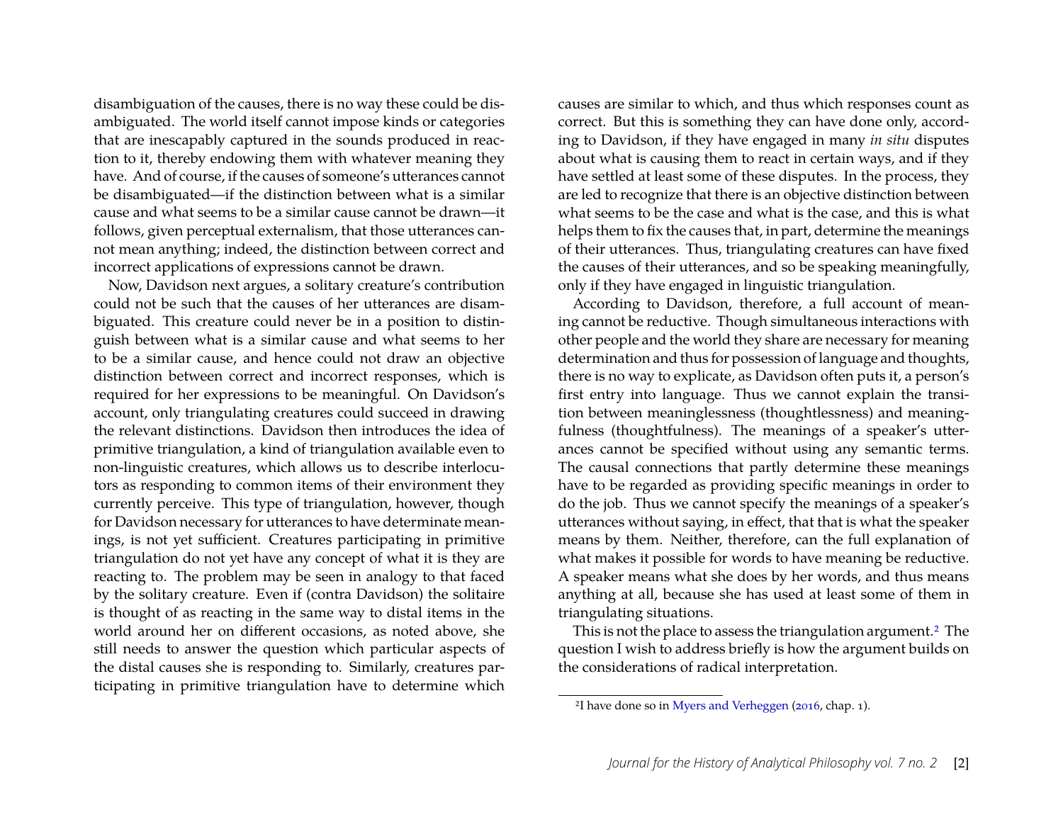disambiguation of the causes, there is no way these could be disambiguated. The world itself cannot impose kinds or categories that are inescapably captured in the sounds produced in reaction to it, thereby endowing them with whatever meaning they have. And of course, if the causes of someone's utterances cannot be disambiguated—if the distinction between what is a similar cause and what seems to be a similar cause cannot be drawn—it follows, given perceptual externalism, that those utterances cannot mean anything; indeed, the distinction between correct and incorrect applications of expressions cannot be drawn.

Now, Davidson next argues, a solitary creature's contribution could not be such that the causes of her utterances are disambiguated. This creature could never be in a position to distinguish between what is a similar cause and what seems to her to be a similar cause, and hence could not draw an objective distinction between correct and incorrect responses, which is required for her expressions to be meaningful. On Davidson's account, only triangulating creatures could succeed in drawing the relevant distinctions. Davidson then introduces the idea of primitive triangulation, a kind of triangulation available even to non-linguistic creatures, which allows us to describe interlocutors as responding to common items of their environment they currently perceive. This type of triangulation, however, though for Davidson necessary for utterances to have determinate meanings, is not yet sufficient. Creatures participating in primitive triangulation do not yet have any concept of what it is they are reacting to. The problem may be seen in analogy to that faced by the solitary creature. Even if (contra Davidson) the solitaire is thought of as reacting in the same way to distal items in the world around her on different occasions, as noted above, she still needs to answer the question which particular aspects of the distal causes she is responding to. Similarly, creatures participating in primitive triangulation have to determine which causes are similar to which, and thus which responses count as correct. But this is something they can have done only, according to Davidson, if they have engaged in many *in situ* disputes about what is causing them to react in certain ways, and if they have settled at least some of these disputes. In the process, they are led to recognize that there is an objective distinction between what seems to be the case and what is the case, and this is what helps them to fix the causes that, in part, determine the meanings of their utterances. Thus, triangulating creatures can have fixed the causes of their utterances, and so be speaking meaningfully, only if they have engaged in linguistic triangulation.

According to Davidson, therefore, a full account of meaning cannot be reductive. Though simultaneous interactions with other people and the world they share are necessary for meaning determination and thus for possession of language and thoughts, there is no way to explicate, as Davidson often puts it, a person's first entry into language. Thus we cannot explain the transition between meaninglessness (thoughtlessness) and meaningfulness (thoughtfulness). The meanings of a speaker's utterances cannot be specified without using any semantic terms. The causal connections that partly determine these meanings have to be regarded as providing specific meanings in order to do the job. Thus we cannot specify the meanings of a speaker's utterances without saying, in effect, that that is what the speaker means by them. Neither, therefore, can the full explanation of what makes it possible for words to have meaning be reductive. A speaker means what she does by her words, and thus means anything at all, because she has used at least some of them in triangulating situations.

This is not the place to assess the triangulation argument.[2] The question I wish to address briefly is how the argument builds on the considerations of radical interpretation.

[2] I have done so in Myers and Verheggen (2016, chap. 1).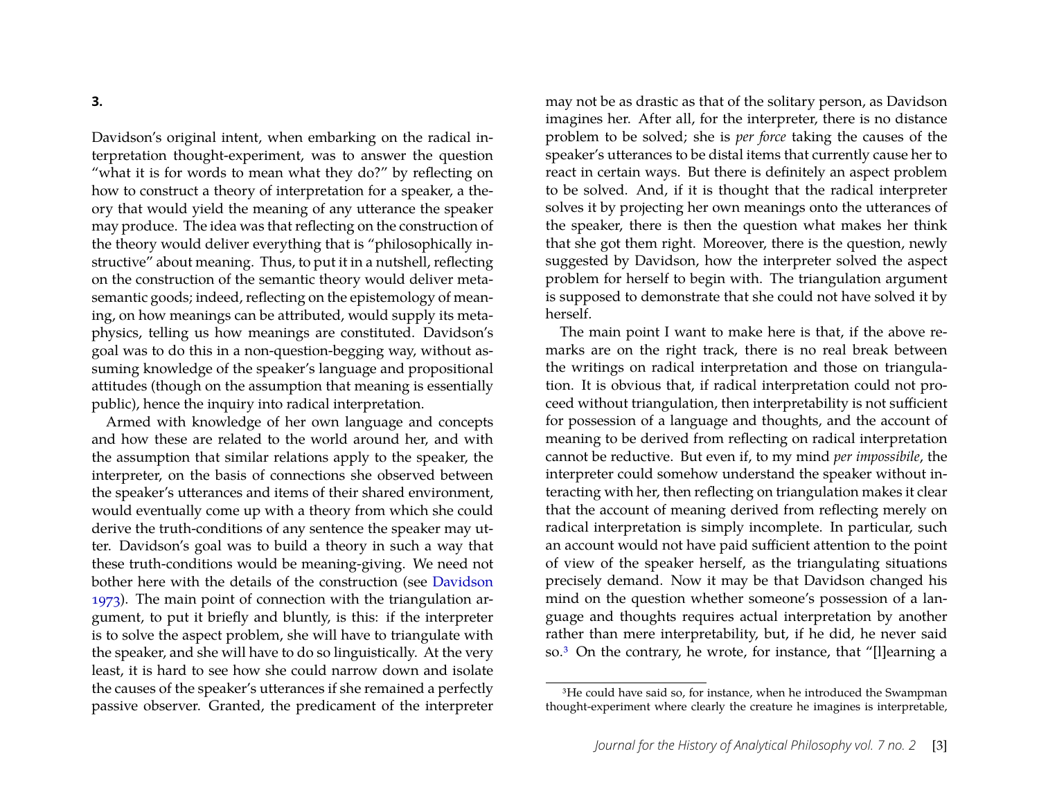**3.**

Davidson's original intent, when embarking on the radical interpretation thought-experiment, was to answer the question "what it is for words to mean what they do?" by reflecting on how to construct a theory of interpretation for a speaker, a theory that would yield the meaning of any utterance the speaker may produce. The idea was that reflecting on the construction of the theory would deliver everything that is "philosophically instructive" about meaning. Thus, to put it in a nutshell, reflecting on the construction of the semantic theory would deliver metasemantic goods; indeed, reflecting on the epistemology of meaning, on how meanings can be attributed, would supply its metaphysics, telling us how meanings are constituted. Davidson's goal was to do this in a non-question-begging way, without assuming knowledge of the speaker's language and propositional attitudes (though on the assumption that meaning is essentially public), hence the inquiry into radical interpretation.

Armed with knowledge of her own language and concepts and how these are related to the world around her, and with the assumption that similar relations apply to the speaker, the interpreter, on the basis of connections she observed between the speaker's utterances and items of their shared environment, would eventually come up with a theory from which she could derive the truth-conditions of any sentence the speaker may utter. Davidson's goal was to build a theory in such a way that these truth-conditions would be meaning-giving. We need not bother here with the details of the construction (see Davidson 1973). The main point of connection with the triangulation argument, to put it briefly and bluntly, is this: if the interpreter is to solve the aspect problem, she will have to triangulate with the speaker, and she will have to do so linguistically. At the very least, it is hard to see how she could narrow down and isolate the causes of the speaker's utterances if she remained a perfectly passive observer. Granted, the predicament of the interpreter may not be as drastic as that of the solitary person, as Davidson imagines her. After all, for the interpreter, there is no distance problem to be solved; she is *per force* taking the causes of the speaker's utterances to be distal items that currently cause her to react in certain ways. But there is definitely an aspect problem to be solved. And, if it is thought that the radical interpreter solves it by projecting her own meanings onto the utterances of the speaker, there is then the question what makes her think that she got them right. Moreover, there is the question, newly suggested by Davidson, how the interpreter solved the aspect problem for herself to begin with. The triangulation argument is supposed to demonstrate that she could not have solved it by herself.

The main point I want to make here is that, if the above remarks are on the right track, there is no real break between the writings on radical interpretation and those on triangulation. It is obvious that, if radical interpretation could not proceed without triangulation, then interpretability is not sufficient for possession of a language and thoughts, and the account of meaning to be derived from reflecting on radical interpretation cannot be reductive. But even if, to my mind *per impossibile*, the interpreter could somehow understand the speaker without interacting with her, then reflecting on triangulation makes it clear that the account of meaning derived from reflecting merely on radical interpretation is simply incomplete. In particular, such an account would not have paid sufficient attention to the point of view of the speaker herself, as the triangulating situations precisely demand. Now it may be that Davidson changed his mind on the question whether someone's possession of a language and thoughts requires actual interpretation by another rather than mere interpretability, but, if he did, he never said so.[3] On the contrary, he wrote, for instance, that "[l]earning a

[3]He could have said so, for instance, when he introduced the Swampman thought-experiment where clearly the creature he imagines is interpretable,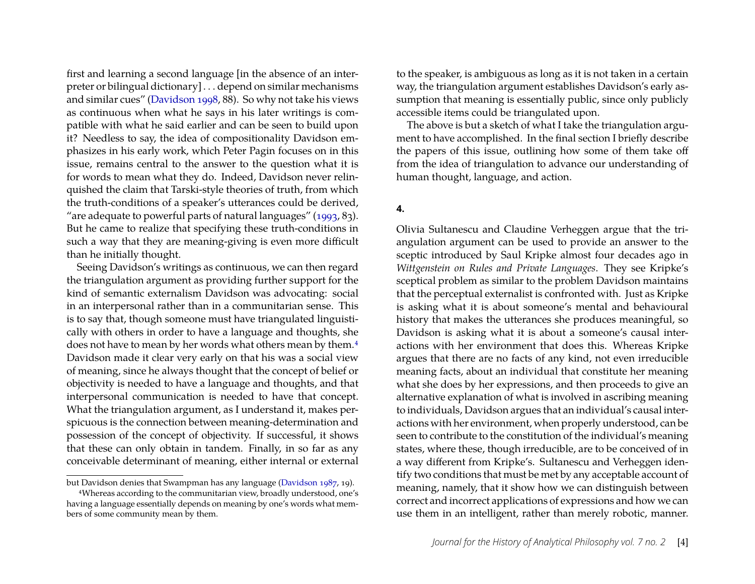first and learning a second language [in the absence of an interpreter or bilingual dictionary] . . . depend on similar mechanisms and similar cues" (Davidson 1998, 88). So why not take his views as continuous when what he says in his later writings is compatible with what he said earlier and can be seen to build upon it? Needless to say, the idea of compositionality Davidson emphasizes in his early work, which Peter Pagin focuses on in this issue, remains central to the answer to the question what it is for words to mean what they do. Indeed, Davidson never relinquished the claim that Tarski-style theories of truth, from which the truth-conditions of a speaker's utterances could be derived, "are adequate to powerful parts of natural languages" (1993, 83). But he came to realize that specifying these truth-conditions in such a way that they are meaning-giving is even more difficult than he initially thought.

Seeing Davidson's writings as continuous, we can then regard the triangulation argument as providing further support for the kind of semantic externalism Davidson was advocating: social in an interpersonal rather than in a communitarian sense. This is to say that, though someone must have triangulated linguistically with others in order to have a language and thoughts, she does not have to mean by her words what others mean by them.[4] Davidson made it clear very early on that his was a social view of meaning, since he always thought that the concept of belief or objectivity is needed to have a language and thoughts, and that interpersonal communication is needed to have that concept. What the triangulation argument, as I understand it, makes perspicuous is the connection between meaning-determination and possession of the concept of objectivity. If successful, it shows that these can only obtain in tandem. Finally, in so far as any conceivable determinant of meaning, either internal or external to the speaker, is ambiguous as long as it is not taken in a certain way, the triangulation argument establishes Davidson's early assumption that meaning is essentially public, since only publicly accessible items could be triangulated upon.

The above is but a sketch of what I take the triangulation argument to have accomplished. In the final section I briefly describe the papers of this issue, outlining how some of them take off from the idea of triangulation to advance our understanding of human thought, language, and action.

## 4.

Olivia Sultanescu and Claudine Verheggen argue that the triangulation argument can be used to provide an answer to the sceptic introduced by Saul Kripke almost four decades ago in *Wittgenstein on Rules and Private Languages*. They see Kripke's sceptical problem as similar to the problem Davidson maintains that the perceptual externalist is confronted with. Just as Kripke is asking what it is about someone's mental and behavioural history that makes the utterances she produces meaningful, so Davidson is asking what it is about a someone's causal interactions with her environment that does this. Whereas Kripke argues that there are no facts of any kind, not even irreducible meaning facts, about an individual that constitute her meaning what she does by her expressions, and then proceeds to give an alternative explanation of what is involved in ascribing meaning to individuals, Davidson argues that an individual's causal interactions with her environment, when properly understood, can be seen to contribute to the constitution of the individual's meaning states, where these, though irreducible, are to be conceived of in a way different from Kripke's. Sultanescu and Verheggen identify two conditions that must be met by any acceptable account of meaning, namely, that it show how we can distinguish between correct and incorrect applications of expressions and how we can use them in an intelligent, rather than merely robotic, manner.

---

but Davidson denies that Swampman has any language (Davidson 1987, 19).

[4] Whereas according to the communitarian view, broadly understood, one's having a language essentially depends on meaning by one's words what members of some community mean by them.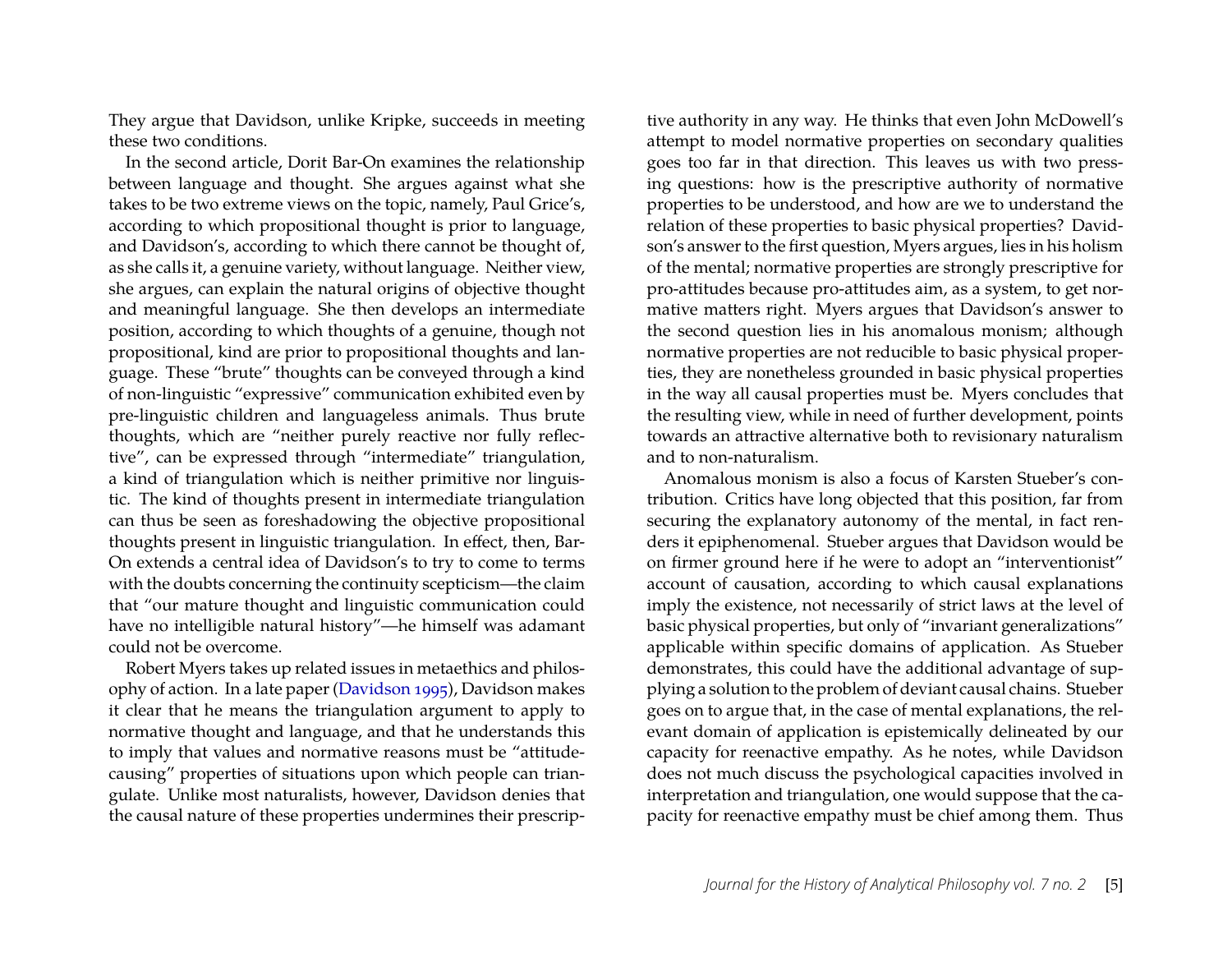They argue that Davidson, unlike Kripke, succeeds in meeting these two conditions.

In the second article, Dorit Bar-On examines the relationship between language and thought. She argues against what she takes to be two extreme views on the topic, namely, Paul Grice's, according to which propositional thought is prior to language, and Davidson's, according to which there cannot be thought of, as she calls it, a genuine variety, without language. Neither view, she argues, can explain the natural origins of objective thought and meaningful language. She then develops an intermediate position, according to which thoughts of a genuine, though not propositional, kind are prior to propositional thoughts and language. These "brute" thoughts can be conveyed through a kind of non-linguistic "expressive" communication exhibited even by pre-linguistic children and languageless animals. Thus brute thoughts, which are "neither purely reactive nor fully reflective", can be expressed through "intermediate" triangulation, a kind of triangulation which is neither primitive nor linguistic. The kind of thoughts present in intermediate triangulation can thus be seen as foreshadowing the objective propositional thoughts present in linguistic triangulation. In effect, then, Bar-On extends a central idea of Davidson's to try to come to terms with the doubts concerning the continuity scepticism—the claim that "our mature thought and linguistic communication could have no intelligible natural history"—he himself was adamant could not be overcome.

Robert Myers takes up related issues in metaethics and philosophy of action. In a late paper (Davidson 1995), Davidson makes it clear that he means the triangulation argument to apply to normative thought and language, and that he understands this to imply that values and normative reasons must be "attitude-causing" properties of situations upon which people can triangulate. Unlike most naturalists, however, Davidson denies that the causal nature of these properties undermines their prescriptive authority in any way. He thinks that even John McDowell's attempt to model normative properties on secondary qualities goes too far in that direction. This leaves us with two pressing questions: how is the prescriptive authority of normative properties to be understood, and how are we to understand the relation of these properties to basic physical properties? Davidson's answer to the first question, Myers argues, lies in his holism of the mental; normative properties are strongly prescriptive for pro-attitudes because pro-attitudes aim, as a system, to get normative matters right. Myers argues that Davidson's answer to the second question lies in his anomalous monism; although normative properties are not reducible to basic physical properties, they are nonetheless grounded in basic physical properties in the way all causal properties must be. Myers concludes that the resulting view, while in need of further development, points towards an attractive alternative both to revisionary naturalism and to non-naturalism.

Anomalous monism is also a focus of Karsten Stueber's contribution. Critics have long objected that this position, far from securing the explanatory autonomy of the mental, in fact renders it epiphenomenal. Stueber argues that Davidson would be on firmer ground here if he were to adopt an "interventionist" account of causation, according to which causal explanations imply the existence, not necessarily of strict laws at the level of basic physical properties, but only of "invariant generalizations" applicable within specific domains of application. As Stueber demonstrates, this could have the additional advantage of supplying a solution to the problem of deviant causal chains. Stueber goes on to argue that, in the case of mental explanations, the relevant domain of application is epistemically delineated by our capacity for reenactive empathy. As he notes, while Davidson does not much discuss the psychological capacities involved in interpretation and triangulation, one would suppose that the capacity for reenactive empathy must be chief among them. Thus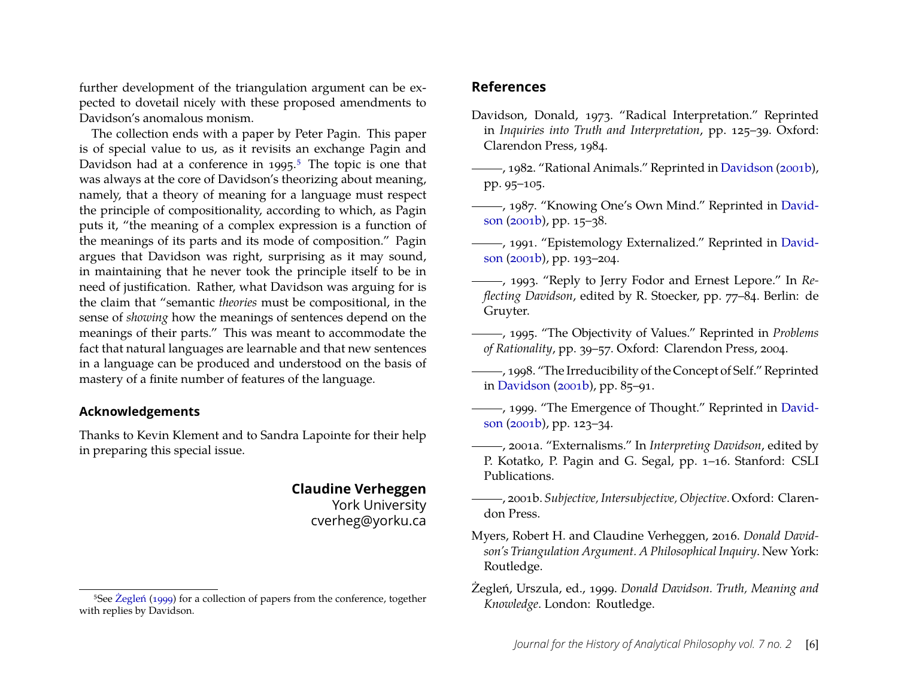further development of the triangulation argument can be expected to dovetail nicely with these proposed amendments to Davidson's anomalous monism.

The collection ends with a paper by Peter Pagin. This paper is of special value to us, as it revisits an exchange Pagin and Davidson had at a conference in 1995.[5] The topic is one that was always at the core of Davidson's theorizing about meaning, namely, that a theory of meaning for a language must respect the principle of compositionality, according to which, as Pagin puts it, "the meaning of a complex expression is a function of the meanings of its parts and its mode of composition." Pagin argues that Davidson was right, surprising as it may sound, in maintaining that he never took the principle itself to be in need of justification. Rather, what Davidson was arguing for is the claim that "semantic *theories* must be compositional, in the sense of *showing* how the meanings of sentences depend on the meanings of their parts." This was meant to accommodate the fact that natural languages are learnable and that new sentences in a language can be produced and understood on the basis of mastery of a finite number of features of the language.

## Acknowledgements

Thanks to Kevin Klement and to Sandra Lapointe for their help in preparing this special issue.

**Claudine Verheggen**
York University
cverheg@yorku.ca

[5] See Żegleń (1999) for a collection of papers from the conference, together with replies by Davidson.

## References

Davidson, Donald, 1973. "Radical Interpretation." Reprinted in *Inquiries into Truth and Interpretation*, pp. 125–39. Oxford: Clarendon Press, 1984.

———, 1982. "Rational Animals." Reprinted in Davidson (2001b), pp. 95–105.

———, 1987. "Knowing One's Own Mind." Reprinted in Davidson (2001b), pp. 15–38.

———, 1991. "Epistemology Externalized." Reprinted in Davidson (2001b), pp. 193–204.

———, 1993. "Reply to Jerry Fodor and Ernest Lepore." In *Reflecting Davidson*, edited by R. Stoecker, pp. 77–84. Berlin: de Gruyter.

———, 1995. "The Objectivity of Values." Reprinted in *Problems of Rationality*, pp. 39–57. Oxford: Clarendon Press, 2004.

———, 1998. "The Irreducibility of the Concept of Self." Reprinted in Davidson (2001b), pp. 85–91.

———, 1999. "The Emergence of Thought." Reprinted in Davidson (2001b), pp. 123–34.

———, 2001a. "Externalisms." In *Interpreting Davidson*, edited by P. Kotatko, P. Pagin and G. Segal, pp. 1–16. Stanford: CSLI Publications.

———, 2001b. *Subjective, Intersubjective, Objective*. Oxford: Clarendon Press.

Myers, Robert H. and Claudine Verheggen, 2016. *Donald Davidson's Triangulation Argument. A Philosophical Inquiry*. New York: Routledge.

Żegleń, Urszula, ed., 1999. *Donald Davidson. Truth, Meaning and Knowledge*. London: Routledge.